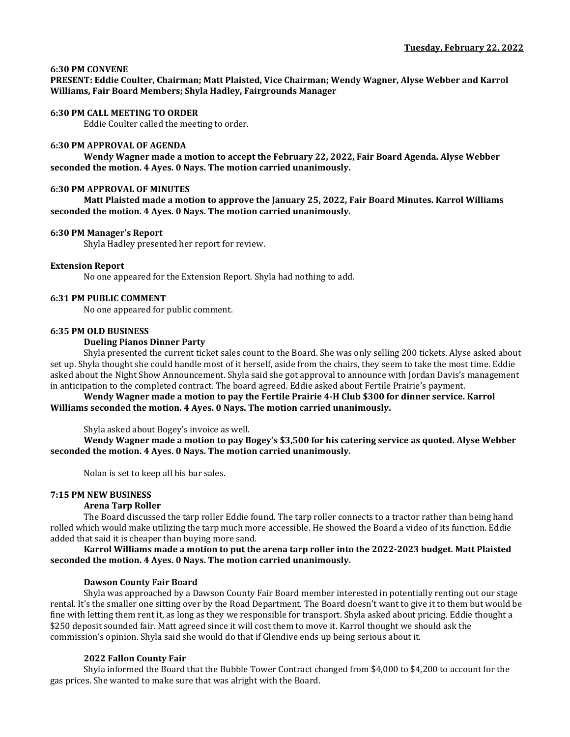**Tuesday, February 22, 2022**

**6:30 PM CONVENE**

**PRESENT: Eddie Coulter, Chairman; Matt Plaisted, Vice Chairman; Wendy Wagner, Alyse Webber and Karrol Williams, Fair Board Members; Shyla Hadley, Fairgrounds Manager**

**6:30 PM CALL MEETING TO ORDER**

Eddie Coulter called the meeting to order.

**6:30 PM APPROVAL OF AGENDA**

**Wendy Wagner made a motion to accept the February 22, 2022, Fair Board Agenda. Alyse Webber seconded the motion. 4 Ayes. 0 Nays. The motion carried unanimously.**

**6:30 PM APPROVAL OF MINUTES**

**Matt Plaisted made a motion to approve the January 25, 2022, Fair Board Minutes. Karrol Williams seconded the motion. 4 Ayes. 0 Nays. The motion carried unanimously.**

**6:30 PM Manager's Report**

Shyla Hadley presented her report for review.

**Extension Report**

No one appeared for the Extension Report. Shyla had nothing to add.

**6:31 PM PUBLIC COMMENT**

No one appeared for public comment.

**6:35 PM OLD BUSINESS**

**Dueling Pianos Dinner Party**

Shyla presented the current ticket sales count to the Board. She was only selling 200 tickets. Alyse asked about set up. Shyla thought she could handle most of it herself, aside from the chairs, they seem to take the most time. Eddie asked about the Night Show Announcement. Shyla said she got approval to announce with Jordan Davis's management in anticipation to the completed contract. The board agreed. Eddie asked about Fertile Prairie's payment.

**Wendy Wagner made a motion to pay the Fertile Prairie 4-H Club $300 for dinner service. Karrol Williams seconded the motion. 4 Ayes. 0 Nays. The motion carried unanimously.**

Shyla asked about Bogey's invoice as well.

**Wendy Wagner made a motion to pay Bogey's $3,500 for his catering service as quoted. Alyse Webber seconded the motion. 4 Ayes. 0 Nays. The motion carried unanimously.**

Nolan is set to keep all his bar sales.

**7:15 PM NEW BUSINESS**

**Arena Tarp Roller**

The Board discussed the tarp roller Eddie found. The tarp roller connects to a tractor rather than being hand rolled which would make utilizing the tarp much more accessible. He showed the Board a video of its function. Eddie added that said it is cheaper than buying more sand.

**Karrol Williams made a motion to put the arena tarp roller into the 2022-2023 budget. Matt Plaisted seconded the motion. 4 Ayes. 0 Nays. The motion carried unanimously.**

**Dawson County Fair Board**

Shyla was approached by a Dawson County Fair Board member interested in potentially renting out our stage rental. It's the smaller one sitting over by the Road Department. The Board doesn't want to give it to them but would be fine with letting them rent it, as long as they we responsible for transport. Shyla asked about pricing. Eddie thought a $250 deposit sounded fair. Matt agreed since it will cost them to move it. Karrol thought we should ask the commission's opinion. Shyla said she would do that if Glendive ends up being serious about it.

**2022 Fallon County Fair**

Shyla informed the Board that the Bubble Tower Contract changed from $4,000 to $4,200 to account for the gas prices. She wanted to make sure that was alright with the Board.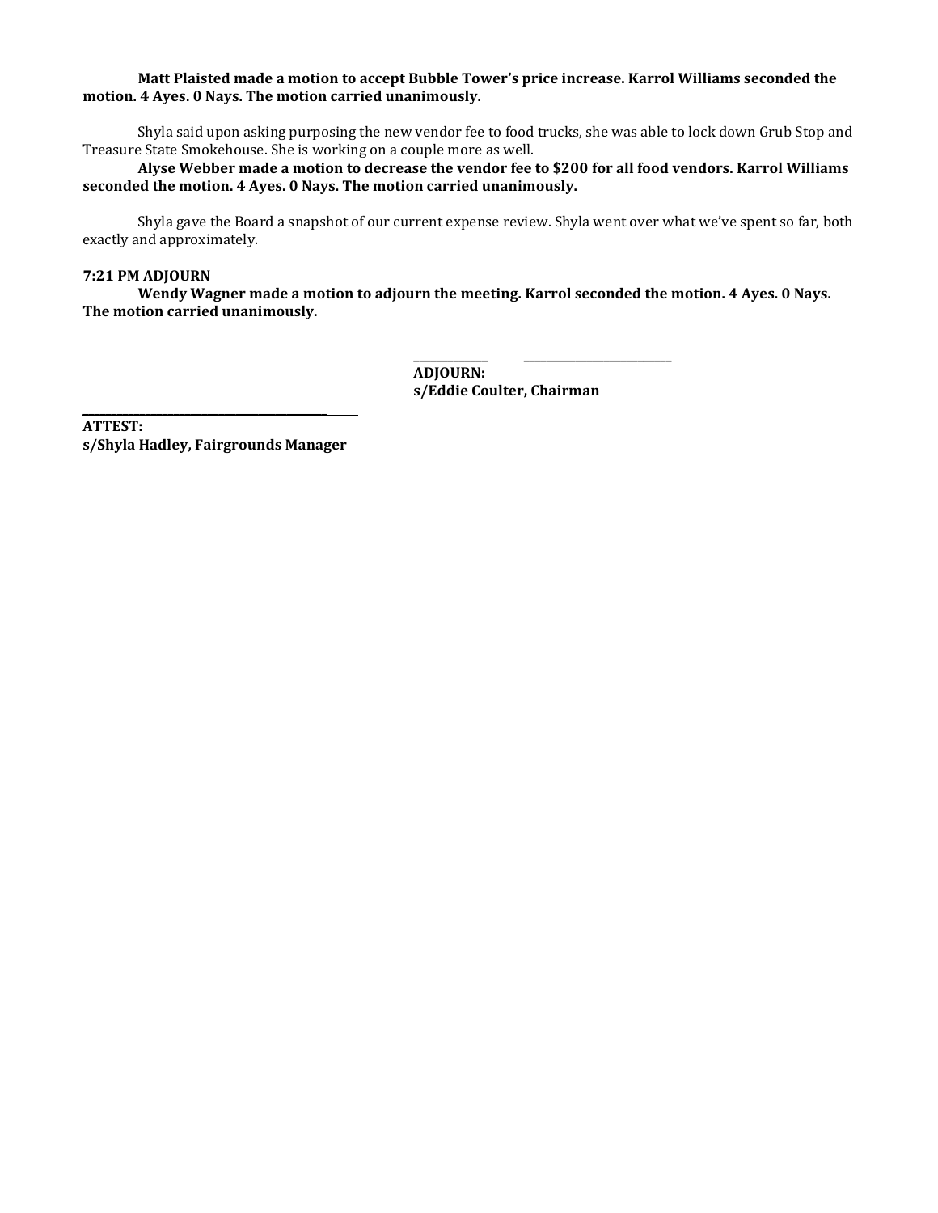**Matt Plaisted made a motion to accept Bubble Tower's price increase. Karrol Williams seconded the motion. 4 Ayes. 0 Nays. The motion carried unanimously.**

Shyla said upon asking purposing the new vendor fee to food trucks, she was able to lock down Grub Stop and Treasure State Smokehouse. She is working on a couple more as well.

**Alyse Webber made a motion to decrease the vendor fee to $200 for all food vendors. Karrol Williams seconded the motion. 4 Ayes. 0 Nays. The motion carried unanimously.**

Shyla gave the Board a snapshot of our current expense review. Shyla went over what we've spent so far, both exactly and approximately.

**7:21 PM ADJOURN**

**Wendy Wagner made a motion to adjourn the meeting. Karrol seconded the motion. 4 Ayes. 0 Nays. The motion carried unanimously.**

\_\_\_\_\_\_\_\_\_\_\_\_\_\_\_\_\_\_\_\_\_\_\_\_\_\_\_\_\_\_\_\_\_\_\_\_\_\_\_\_

**ADJOURN:**
**s/Eddie Coulter, Chairman**

\_\_\_\_\_\_\_\_\_\_\_\_\_\_\_\_\_\_\_\_\_\_\_\_\_\_\_\_\_\_\_\_\_\_\_\_\_\_\_\_

**ATTEST:**
**s/Shyla Hadley, Fairgrounds Manager**